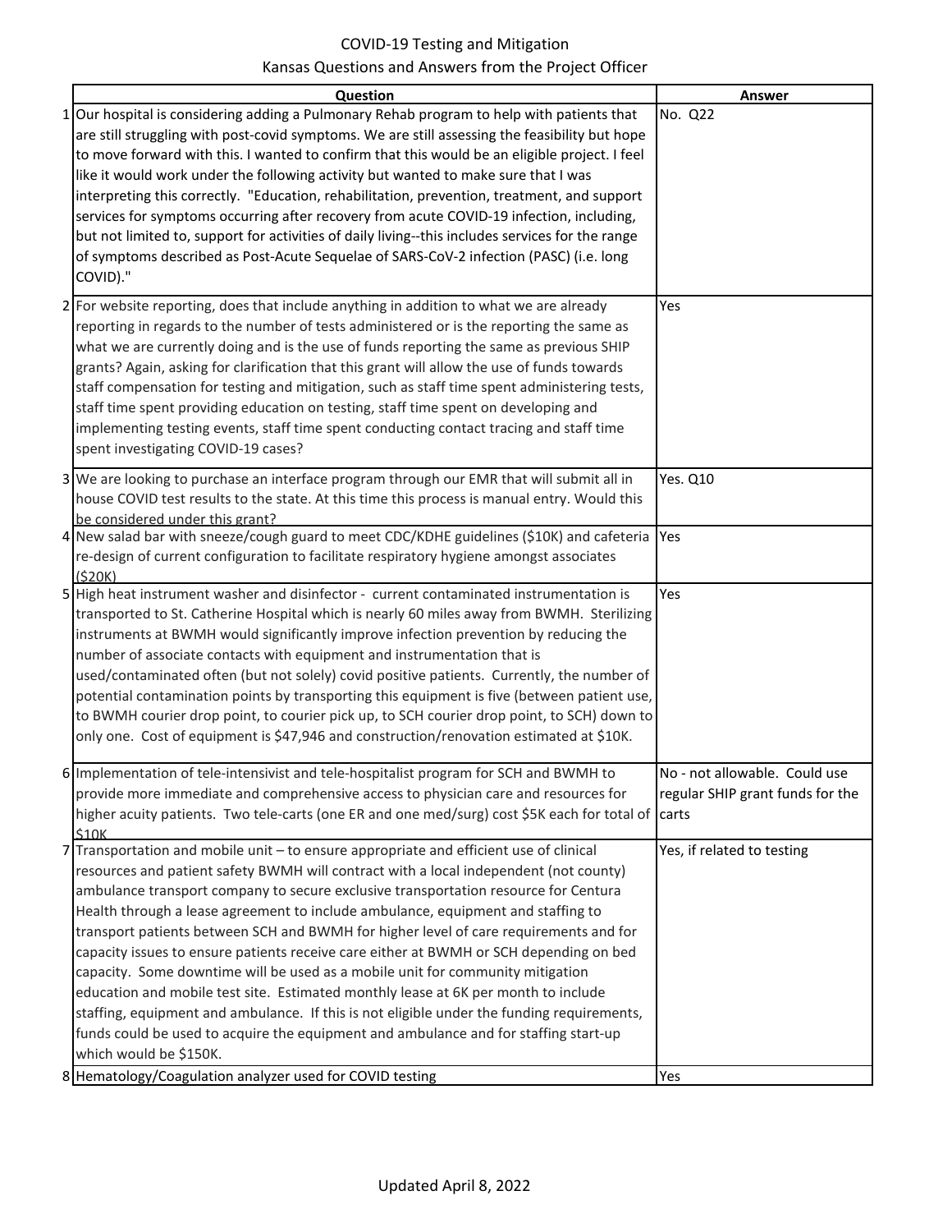# COVID-19 Testing and Mitigation

## Kansas Questions and Answers from the Project Officer

| | Question | Answer |
|---|---|---|
| 1 | Our hospital is considering adding a Pulmonary Rehab program to help with patients that are still struggling with post-covid symptoms. We are still assessing the feasibility but hope to move forward with this. I wanted to confirm that this would be an eligible project. I feel like it would work under the following activity but wanted to make sure that I was interpreting this correctly. "Education, rehabilitation, prevention, treatment, and support services for symptoms occurring after recovery from acute COVID-19 infection, including, but not limited to, support for activities of daily living--this includes services for the range of symptoms described as Post-Acute Sequelae of SARS-CoV-2 infection (PASC) (i.e. long COVID)." | No. Q22 |
| 2 | For website reporting, does that include anything in addition to what we are already reporting in regards to the number of tests administered or is the reporting the same as what we are currently doing and is the use of funds reporting the same as previous SHIP grants? Again, asking for clarification that this grant will allow the use of funds towards staff compensation for testing and mitigation, such as staff time spent administering tests, staff time spent providing education on testing, staff time spent on developing and implementing testing events, staff time spent conducting contact tracing and staff time spent investigating COVID-19 cases? | Yes |
| 3 | We are looking to purchase an interface program through our EMR that will submit all in house COVID test results to the state. At this time this process is manual entry. Would this be considered under this grant? | Yes. Q10 |
| 4 | New salad bar with sneeze/cough guard to meet CDC/KDHE guidelines ($10K) and cafeteria re-design of current configuration to facilitate respiratory hygiene amongst associates ($20K) | Yes |
| 5 | High heat instrument washer and disinfector - current contaminated instrumentation is transported to St. Catherine Hospital which is nearly 60 miles away from BWMH. Sterilizing instruments at BWMH would significantly improve infection prevention by reducing the number of associate contacts with equipment and instrumentation that is used/contaminated often (but not solely) covid positive patients. Currently, the number of potential contamination points by transporting this equipment is five (between patient use, to BWMH courier drop point, to courier pick up, to SCH courier drop point, to SCH) down to only one. Cost of equipment is $47,946 and construction/renovation estimated at $10K. | Yes |
| 6 | Implementation of tele-intensivist and tele-hospitalist program for SCH and BWMH to provide more immediate and comprehensive access to physician care and resources for higher acuity patients. Two tele-carts (one ER and one med/surg) cost $5K each for total of $10K | No - not allowable. Could use regular SHIP grant funds for the carts |
| 7 | Transportation and mobile unit – to ensure appropriate and efficient use of clinical resources and patient safety BWMH will contract with a local independent (not county) ambulance transport company to secure exclusive transportation resource for Centura Health through a lease agreement to include ambulance, equipment and staffing to transport patients between SCH and BWMH for higher level of care requirements and for capacity issues to ensure patients receive care either at BWMH or SCH depending on bed capacity. Some downtime will be used as a mobile unit for community mitigation education and mobile test site. Estimated monthly lease at 6K per month to include staffing, equipment and ambulance. If this is not eligible under the funding requirements, funds could be used to acquire the equipment and ambulance and for staffing start-up which would be $150K. | Yes, if related to testing |
| 8 | Hematology/Coagulation analyzer used for COVID testing | Yes |

Updated April 8, 2022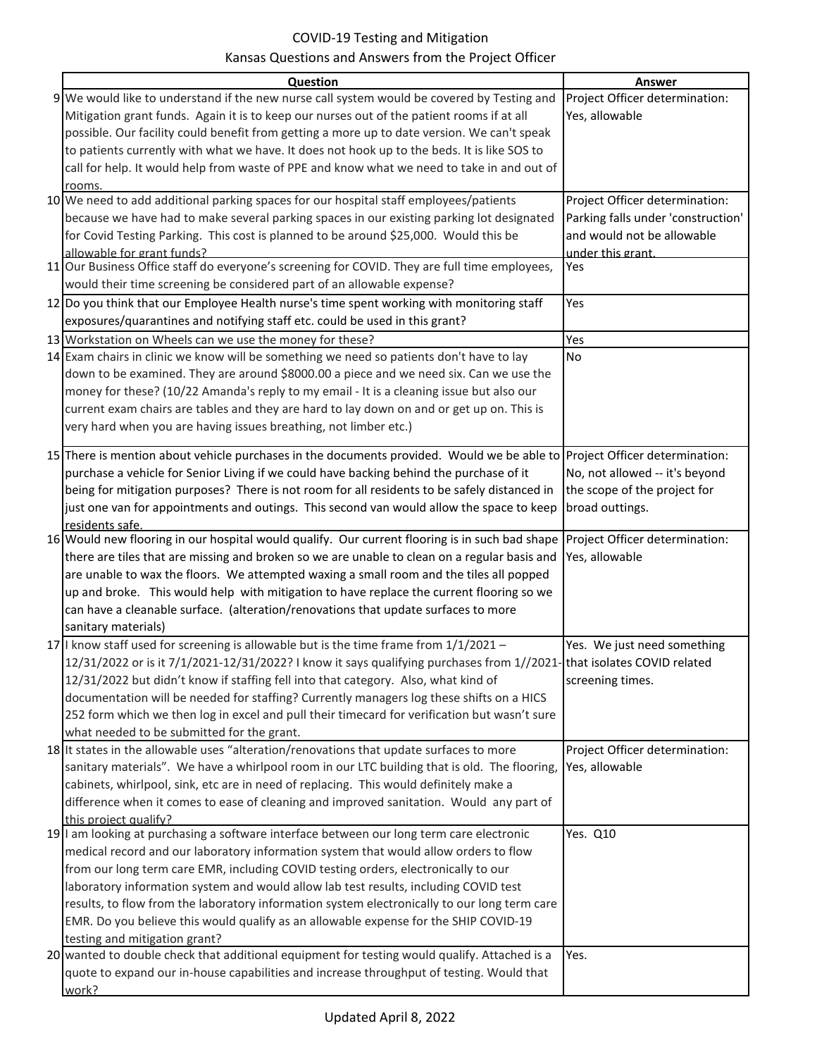COVID-19 Testing and Mitigation

Kansas Questions and Answers from the Project Officer

| | Question | Answer |
|---|---|---|
| 9 | We would like to understand if the new nurse call system would be covered by Testing and Mitigation grant funds. Again it is to keep our nurses out of the patient rooms if at all possible. Our facility could benefit from getting a more up to date version. We can't speak to patients currently with what we have. It does not hook up to the beds. It is like SOS to call for help. It would help from waste of PPE and know what we need to take in and out of rooms. | Project Officer determination: Yes, allowable |
| 10 | We need to add additional parking spaces for our hospital staff employees/patients because we have had to make several parking spaces in our existing parking lot designated for Covid Testing Parking. This cost is planned to be around $25,000. Would this be allowable for grant funds? | Project Officer determination: Parking falls under 'construction' and would not be allowable under this grant. |
| 11 | Our Business Office staff do everyone's screening for COVID. They are full time employees, would their time screening be considered part of an allowable expense? | Yes |
| 12 | Do you think that our Employee Health nurse's time spent working with monitoring staff exposures/quarantines and notifying staff etc. could be used in this grant? | Yes |
| 13 | Workstation on Wheels can we use the money for these? | Yes |
| 14 | Exam chairs in clinic we know will be something we need so patients don't have to lay down to be examined. They are around $8000.00 a piece and we need six. Can we use the money for these? (10/22 Amanda's reply to my email - It is a cleaning issue but also our current exam chairs are tables and they are hard to lay down on and or get up on. This is very hard when you are having issues breathing, not limber etc.) | No |
| 15 | There is mention about vehicle purchases in the documents provided. Would we be able to purchase a vehicle for Senior Living if we could have backing behind the purchase of it being for mitigation purposes? There is not room for all residents to be safely distanced in just one van for appointments and outings. This second van would allow the space to keep residents safe. | Project Officer determination: No, not allowed -- it's beyond the scope of the project for broad outtings. |
| 16 | Would new flooring in our hospital would qualify. Our current flooring is in such bad shape there are tiles that are missing and broken so we are unable to clean on a regular basis and are unable to wax the floors. We attempted waxing a small room and the tiles all popped up and broke. This would help with mitigation to have replace the current flooring so we can have a cleanable surface. (alteration/renovations that update surfaces to more sanitary materials) | Project Officer determination: Yes, allowable |
| 17 | I know staff used for screening is allowable but is the time frame from 1/1/2021 – 12/31/2022 or is it 7/1/2021-12/31/2022? I know it says qualifying purchases from 1//2021-12/31/2022 but didn't know if staffing fell into that category. Also, what kind of documentation will be needed for staffing? Currently managers log these shifts on a HICS 252 form which we then log in excel and pull their timecard for verification but wasn't sure what needed to be submitted for the grant. | Yes. We just need something that isolates COVID related screening times. |
| 18 | It states in the allowable uses "alteration/renovations that update surfaces to more sanitary materials". We have a whirlpool room in our LTC building that is old. The flooring, cabinets, whirlpool, sink, etc are in need of replacing. This would definitely make a difference when it comes to ease of cleaning and improved sanitation. Would any part of this project qualify? | Project Officer determination: Yes, allowable |
| 19 | I am looking at purchasing a software interface between our long term care electronic medical record and our laboratory information system that would allow orders to flow from our long term care EMR, including COVID testing orders, electronically to our laboratory information system and would allow lab test results, including COVID test results, to flow from the laboratory information system electronically to our long term care EMR. Do you believe this would qualify as an allowable expense for the SHIP COVID-19 testing and mitigation grant? | Yes. Q10 |
| 20 | wanted to double check that additional equipment for testing would qualify. Attached is a quote to expand our in-house capabilities and increase throughput of testing. Would that work? | Yes. |

Updated April 8, 2022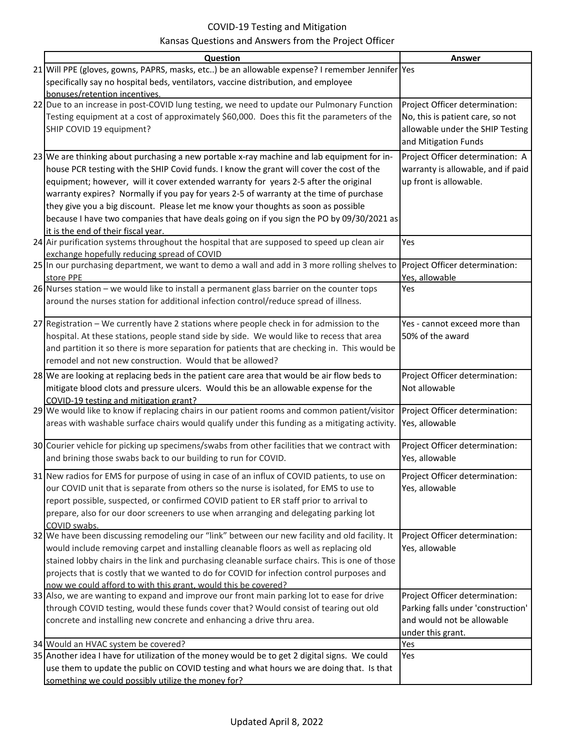COVID-19 Testing and Mitigation

Kansas Questions and Answers from the Project Officer

| | Question | Answer |
|---|---|---|
| 21 | Will PPE (gloves, gowns, PAPRS, masks, etc..) be an allowable expense? I remember Jennifer specifically say no hospital beds, ventilators, vaccine distribution, and employee bonuses/retention incentives. | Yes |
| 22 | Due to an increase in post-COVID lung testing, we need to update our Pulmonary Function Testing equipment at a cost of approximately $60,000. Does this fit the parameters of the SHIP COVID 19 equipment? | Project Officer determination: No, this is patient care, so not allowable under the SHIP Testing and Mitigation Funds |
| 23 | We are thinking about purchasing a new portable x-ray machine and lab equipment for in-house PCR testing with the SHIP Covid funds. I know the grant will cover the cost of the equipment; however, will it cover extended warranty for years 2-5 after the original warranty expires? Normally if you pay for years 2-5 of warranty at the time of purchase they give you a big discount. Please let me know your thoughts as soon as possible because I have two companies that have deals going on if you sign the PO by 09/30/2021 as it is the end of their fiscal year. | Project Officer determination: A warranty is allowable, and if paid up front is allowable. |
| 24 | Air purification systems throughout the hospital that are supposed to speed up clean air exchange hopefully reducing spread of COVID | Yes |
| 25 | In our purchasing department, we want to demo a wall and add in 3 more rolling shelves to store PPE | Project Officer determination: Yes, allowable |
| 26 | Nurses station – we would like to install a permanent glass barrier on the counter tops around the nurses station for additional infection control/reduce spread of illness. | Yes |
| 27 | Registration – We currently have 2 stations where people check in for admission to the hospital. At these stations, people stand side by side. We would like to recess that area and partition it so there is more separation for patients that are checking in. This would be remodel and not new construction. Would that be allowed? | Yes - cannot exceed more than 50% of the award |
| 28 | We are looking at replacing beds in the patient care area that would be air flow beds to mitigate blood clots and pressure ulcers. Would this be an allowable expense for the COVID-19 testing and mitigation grant? | Project Officer determination: Not allowable |
| 29 | We would like to know if replacing chairs in our patient rooms and common patient/visitor areas with washable surface chairs would qualify under this funding as a mitigating activity. | Project Officer determination: Yes, allowable |
| 30 | Courier vehicle for picking up specimens/swabs from other facilities that we contract with and brining those swabs back to our building to run for COVID. | Project Officer determination: Yes, allowable |
| 31 | New radios for EMS for purpose of using in case of an influx of COVID patients, to use on our COVID unit that is separate from others so the nurse is isolated, for EMS to use to report possible, suspected, or confirmed COVID patient to ER staff prior to arrival to prepare, also for our door screeners to use when arranging and delegating parking lot COVID swabs. | Project Officer determination: Yes, allowable |
| 32 | We have been discussing remodeling our "link" between our new facility and old facility. It would include removing carpet and installing cleanable floors as well as replacing old stained lobby chairs in the link and purchasing cleanable surface chairs. This is one of those projects that is costly that we wanted to do for COVID for infection control purposes and now we could afford to with this grant, would this be covered? | Project Officer determination: Yes, allowable |
| 33 | Also, we are wanting to expand and improve our front main parking lot to ease for drive through COVID testing, would these funds cover that? Would consist of tearing out old concrete and installing new concrete and enhancing a drive thru area. | Project Officer determination: Parking falls under 'construction' and would not be allowable under this grant. |
| 34 | Would an HVAC system be covered? | Yes |
| 35 | Another idea I have for utilization of the money would be to get 2 digital signs. We could use them to update the public on COVID testing and what hours we are doing that. Is that something we could possibly utilize the money for? | Yes |

Updated April 8, 2022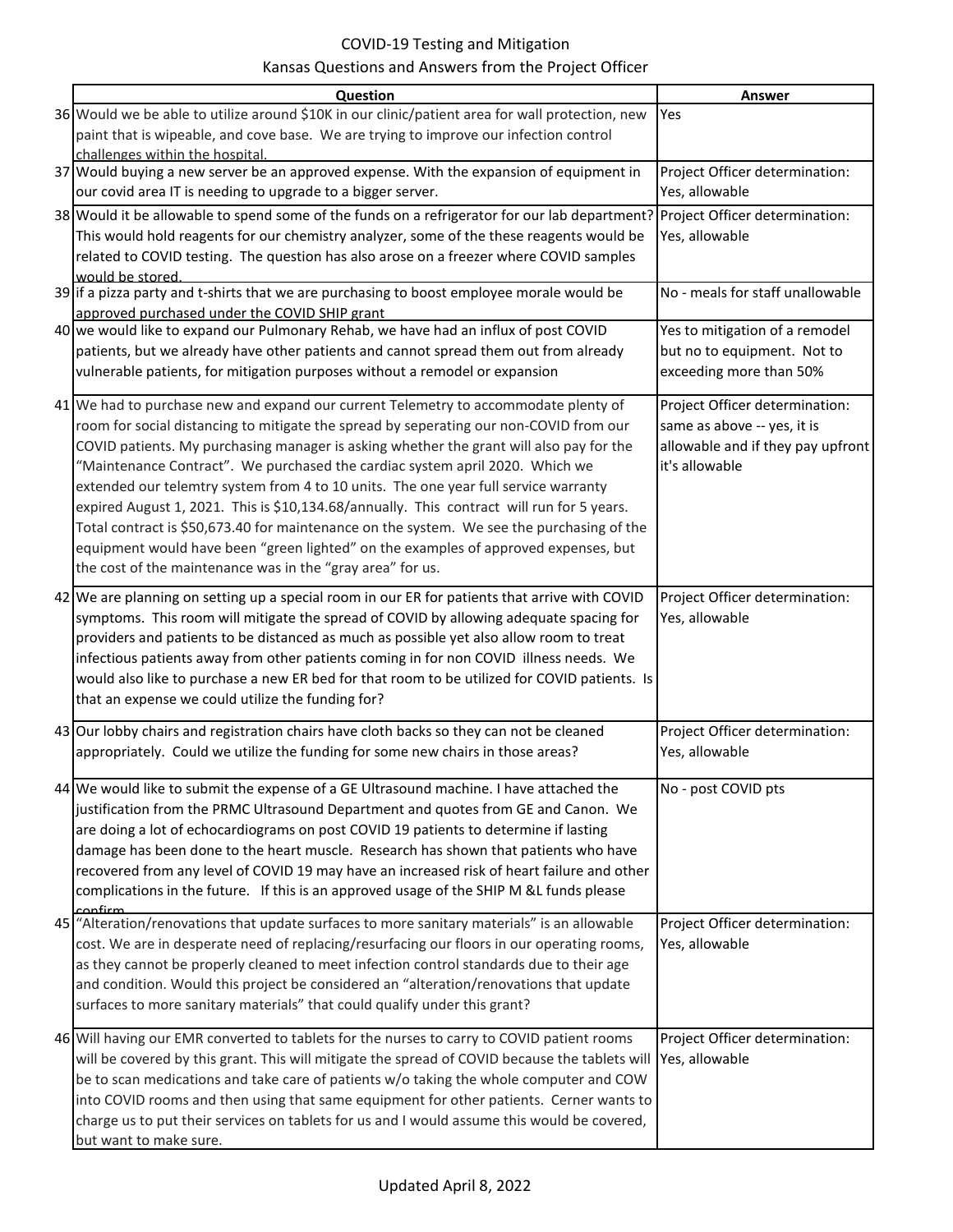COVID-19 Testing and Mitigation

Kansas Questions and Answers from the Project Officer

| | Question | Answer |
|---|---|---|
| 36 | Would we be able to utilize around $10K in our clinic/patient area for wall protection, new paint that is wipeable, and cove base. We are trying to improve our infection control challenges within the hospital. | Yes |
| 37 | Would buying a new server be an approved expense. With the expansion of equipment in our covid area IT is needing to upgrade to a bigger server. | Project Officer determination: Yes, allowable |
| 38 | Would it be allowable to spend some of the funds on a refrigerator for our lab department? This would hold reagents for our chemistry analyzer, some of the these reagents would be related to COVID testing. The question has also arose on a freezer where COVID samples would be stored. | Project Officer determination: Yes, allowable |
| 39 | if a pizza party and t-shirts that we are purchasing to boost employee morale would be approved purchased under the COVID SHIP grant | No - meals for staff unallowable |
| 40 | we would like to expand our Pulmonary Rehab, we have had an influx of post COVID patients, but we already have other patients and cannot spread them out from already vulnerable patients, for mitigation purposes without a remodel or expansion | Yes to mitigation of a remodel but no to equipment. Not to exceeding more than 50% |
| 41 | We had to purchase new and expand our current Telemetry to accommodate plenty of room for social distancing to mitigate the spread by seperating our non-COVID from our COVID patients. My purchasing manager is asking whether the grant will also pay for the "Maintenance Contract". We purchased the cardiac system april 2020. Which we extended our telemtry system from 4 to 10 units. The one year full service warranty expired August 1, 2021. This is $10,134.68/annually. This contract will run for 5 years. Total contract is $50,673.40 for maintenance on the system. We see the purchasing of the equipment would have been "green lighted" on the examples of approved expenses, but the cost of the maintenance was in the "gray area" for us. | Project Officer determination: same as above -- yes, it is allowable and if they pay upfront it's allowable |
| 42 | We are planning on setting up a special room in our ER for patients that arrive with COVID symptoms. This room will mitigate the spread of COVID by allowing adequate spacing for providers and patients to be distanced as much as possible yet also allow room to treat infectious patients away from other patients coming in for non COVID illness needs. We would also like to purchase a new ER bed for that room to be utilized for COVID patients. Is that an expense we could utilize the funding for? | Project Officer determination: Yes, allowable |
| 43 | Our lobby chairs and registration chairs have cloth backs so they can not be cleaned appropriately. Could we utilize the funding for some new chairs in those areas? | Project Officer determination: Yes, allowable |
| 44 | We would like to submit the expense of a GE Ultrasound machine. I have attached the justification from the PRMC Ultrasound Department and quotes from GE and Canon. We are doing a lot of echocardiograms on post COVID 19 patients to determine if lasting damage has been done to the heart muscle. Research has shown that patients who have recovered from any level of COVID 19 may have an increased risk of heart failure and other complications in the future. If this is an approved usage of the SHIP M &L funds please confirm. | No - post COVID pts |
| 45 | "Alteration/renovations that update surfaces to more sanitary materials" is an allowable cost. We are in desperate need of replacing/resurfacing our floors in our operating rooms, as they cannot be properly cleaned to meet infection control standards due to their age and condition. Would this project be considered an "alteration/renovations that update surfaces to more sanitary materials" that could qualify under this grant? | Project Officer determination: Yes, allowable |
| 46 | Will having our EMR converted to tablets for the nurses to carry to COVID patient rooms will be covered by this grant. This will mitigate the spread of COVID because the tablets will be to scan medications and take care of patients w/o taking the whole computer and COW into COVID rooms and then using that same equipment for other patients. Cerner wants to charge us to put their services on tablets for us and I would assume this would be covered, but want to make sure. | Project Officer determination: Yes, allowable |

Updated April 8, 2022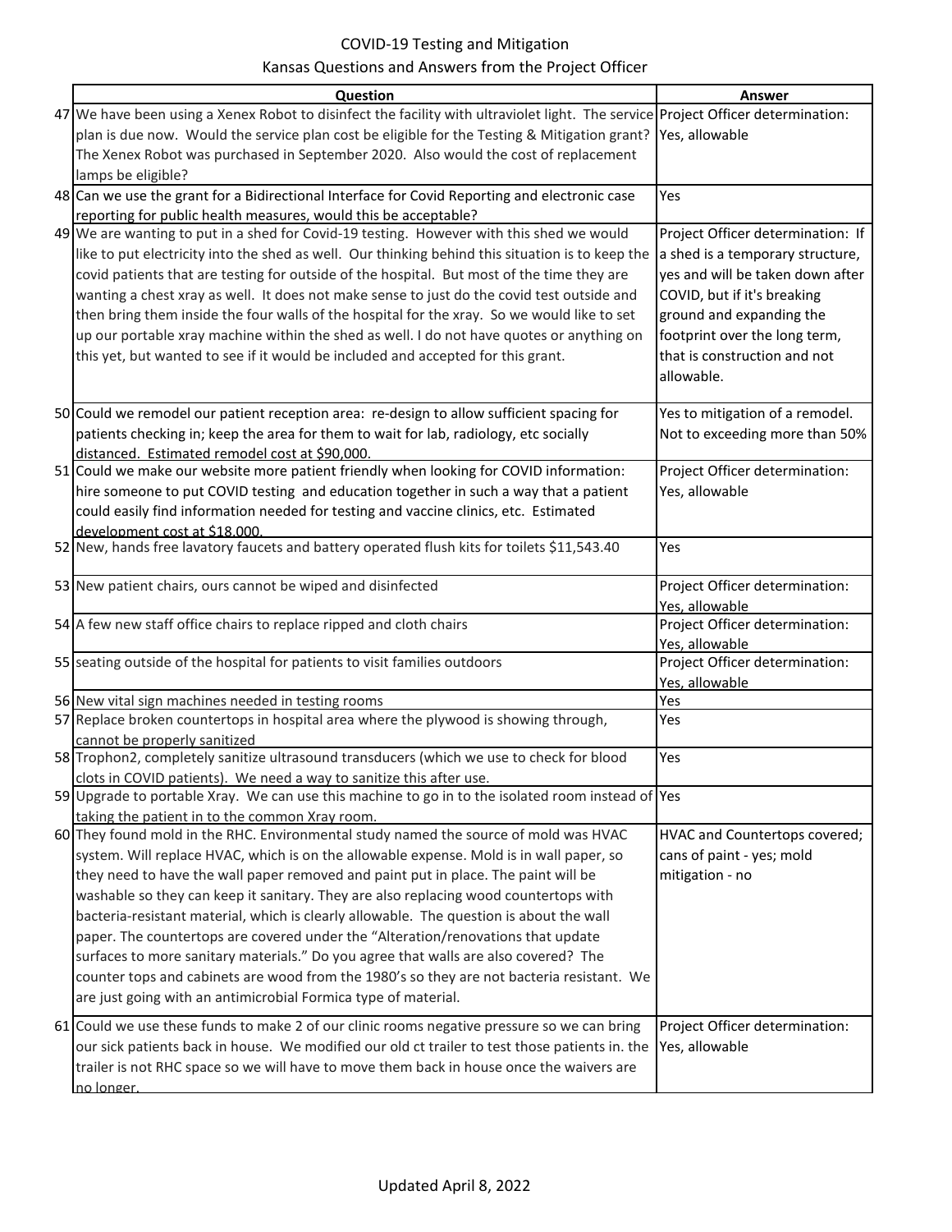# COVID-19 Testing and Mitigation

## Kansas Questions and Answers from the Project Officer

| | Question | Answer |
|---|---|---|
| 47 | We have been using a Xenex Robot to disinfect the facility with ultraviolet light. The service plan is due now. Would the service plan cost be eligible for the Testing & Mitigation grant? The Xenex Robot was purchased in September 2020. Also would the cost of replacement lamps be eligible? | Project Officer determination: Yes, allowable |
| 48 | Can we use the grant for a Bidirectional Interface for Covid Reporting and electronic case reporting for public health measures, would this be acceptable? | Yes |
| 49 | We are wanting to put in a shed for Covid-19 testing. However with this shed we would like to put electricity into the shed as well. Our thinking behind this situation is to keep the covid patients that are testing for outside of the hospital. But most of the time they are wanting a chest xray as well. It does not make sense to just do the covid test outside and then bring them inside the four walls of the hospital for the xray. So we would like to set up our portable xray machine within the shed as well. I do not have quotes or anything on this yet, but wanted to see if it would be included and accepted for this grant. | Project Officer determination: If a shed is a temporary structure, yes and will be taken down after COVID, but if it's breaking ground and expanding the footprint over the long term, that is construction and not allowable. |
| 50 | Could we remodel our patient reception area: re-design to allow sufficient spacing for patients checking in; keep the area for them to wait for lab, radiology, etc socially distanced. Estimated remodel cost at $90,000. | Yes to mitigation of a remodel. Not to exceeding more than 50% |
| 51 | Could we make our website more patient friendly when looking for COVID information: hire someone to put COVID testing and education together in such a way that a patient could easily find information needed for testing and vaccine clinics, etc. Estimated development cost at $18,000. | Project Officer determination: Yes, allowable |
| 52 | New, hands free lavatory faucets and battery operated flush kits for toilets $11,543.40 | Yes |
| 53 | New patient chairs, ours cannot be wiped and disinfected | Project Officer determination: Yes, allowable |
| 54 | A few new staff office chairs to replace ripped and cloth chairs | Project Officer determination: Yes, allowable |
| 55 | seating outside of the hospital for patients to visit families outdoors | Project Officer determination: Yes, allowable |
| 56 | New vital sign machines needed in testing rooms | Yes |
| 57 | Replace broken countertops in hospital area where the plywood is showing through, cannot be properly sanitized | Yes |
| 58 | Trophon2, completely sanitize ultrasound transducers (which we use to check for blood clots in COVID patients). We need a way to sanitize this after use. | Yes |
| 59 | Upgrade to portable Xray. We can use this machine to go in to the isolated room instead of taking the patient in to the common Xray room. | Yes |
| 60 | They found mold in the RHC. Environmental study named the source of mold was HVAC system. Will replace HVAC, which is on the allowable expense. Mold is in wall paper, so they need to have the wall paper removed and paint put in place. The paint will be washable so they can keep it sanitary. They are also replacing wood countertops with bacteria-resistant material, which is clearly allowable. The question is about the wall paper. The countertops are covered under the "Alteration/renovations that update surfaces to more sanitary materials." Do you agree that walls are also covered? The counter tops and cabinets are wood from the 1980's so they are not bacteria resistant. We are just going with an antimicrobial Formica type of material. | HVAC and Countertops covered; cans of paint - yes; mold mitigation - no |
| 61 | Could we use these funds to make 2 of our clinic rooms negative pressure so we can bring our sick patients back in house. We modified our old ct trailer to test those patients in. the trailer is not RHC space so we will have to move them back in house once the waivers are no longer. | Project Officer determination: Yes, allowable |

Updated April 8, 2022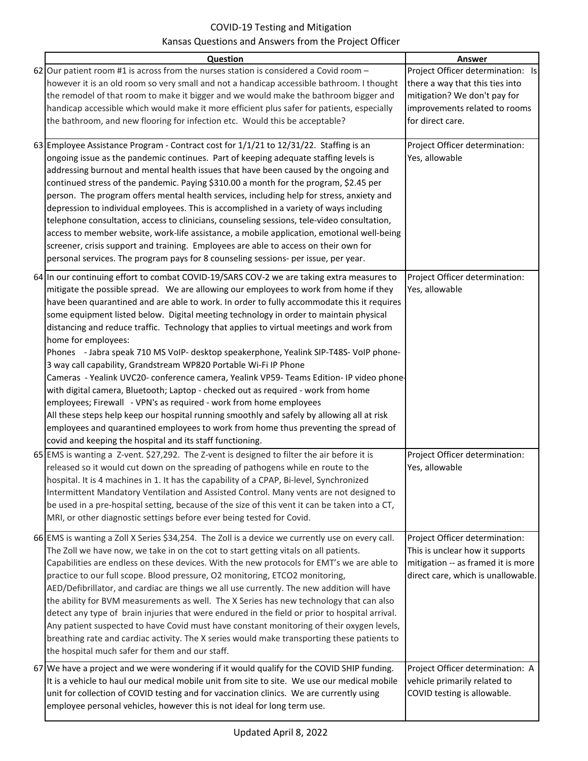COVID-19 Testing and Mitigation

Kansas Questions and Answers from the Project Officer

| | Question | Answer |
|---|---|---|
| 62 | Our patient room #1 is across from the nurses station is considered a Covid room – however it is an old room so very small and not a handicap accessible bathroom. I thought the remodel of that room to make it bigger and we would make the bathroom bigger and handicap accessible which would make it more efficient plus safer for patients, especially the bathroom, and new flooring for infection etc. Would this be acceptable? | Project Officer determination: Is there a way that this ties into mitigation? We don't pay for improvements related to rooms for direct care. |
| 63 | Employee Assistance Program - Contract cost for 1/1/21 to 12/31/22. Staffing is an ongoing issue as the pandemic continues. Part of keeping adequate staffing levels is addressing burnout and mental health issues that have been caused by the ongoing and continued stress of the pandemic. Paying $310.00 a month for the program, $2.45 per person. The program offers mental health services, including help for stress, anxiety and depression to individual employees. This is accomplished in a variety of ways including telephone consultation, access to clinicians, counseling sessions, tele-video consultation, access to member website, work-life assistance, a mobile application, emotional well-being screener, crisis support and training. Employees are able to access on their own for personal services. The program pays for 8 counseling sessions- per issue, per year. | Project Officer determination: Yes, allowable |
| 64 | In our continuing effort to combat COVID-19/SARS COV-2 we are taking extra measures to mitigate the possible spread. We are allowing our employees to work from home if they have been quarantined and are able to work. In order to fully accommodate this it requires some equipment listed below. Digital meeting technology in order to maintain physical distancing and reduce traffic. Technology that applies to virtual meetings and work from home for employees:<br>Phones - Jabra speak 710 MS VoIP- desktop speakerphone, Yealink SIP-T48S- VoIP phone- 3 way call capability, Grandstream WP820 Portable Wi-Fi IP Phone<br>Cameras - Yealink UVC20- conference camera, Yealink VP59- Teams Edition- IP video phone- with digital camera, Bluetooth; Laptop - checked out as required - work from home employees; Firewall - VPN's as required - work from home employees<br>All these steps help keep our hospital running smoothly and safely by allowing all at risk employees and quarantined employees to work from home thus preventing the spread of covid and keeping the hospital and its staff functioning. | Project Officer determination: Yes, allowable |
| 65 | EMS is wanting a Z-vent. $27,292. The Z-vent is designed to filter the air before it is released so it would cut down on the spreading of pathogens while en route to the hospital. It is 4 machines in 1. It has the capability of a CPAP, Bi-level, Synchronized Intermittent Mandatory Ventilation and Assisted Control. Many vents are not designed to be used in a pre-hospital setting, because of the size of this vent it can be taken into a CT, MRI, or other diagnostic settings before ever being tested for Covid. | Project Officer determination: Yes, allowable |
| 66 | EMS is wanting a Zoll X Series $34,254. The Zoll is a device we currently use on every call. The Zoll we have now, we take in on the cot to start getting vitals on all patients. Capabilities are endless on these devices. With the new protocols for EMT's we are able to practice to our full scope. Blood pressure, O2 monitoring, ETCO2 monitoring, AED/Defibrillator, and cardiac are things we all use currently. The new addition will have the ability for BVM measurements as well. The X Series has new technology that can also detect any type of brain injuries that were endured in the field or prior to hospital arrival. Any patient suspected to have Covid must have constant monitoring of their oxygen levels, breathing rate and cardiac activity. The X series would make transporting these patients to the hospital much safer for them and our staff. | Project Officer determination: This is unclear how it supports mitigation -- as framed it is more direct care, which is unallowable. |
| 67 | We have a project and we were wondering if it would qualify for the COVID SHIP funding. It is a vehicle to haul our medical mobile unit from site to site. We use our medical mobile unit for collection of COVID testing and for vaccination clinics. We are currently using employee personal vehicles, however this is not ideal for long term use. | Project Officer determination: A vehicle primarily related to COVID testing is allowable. |

Updated April 8, 2022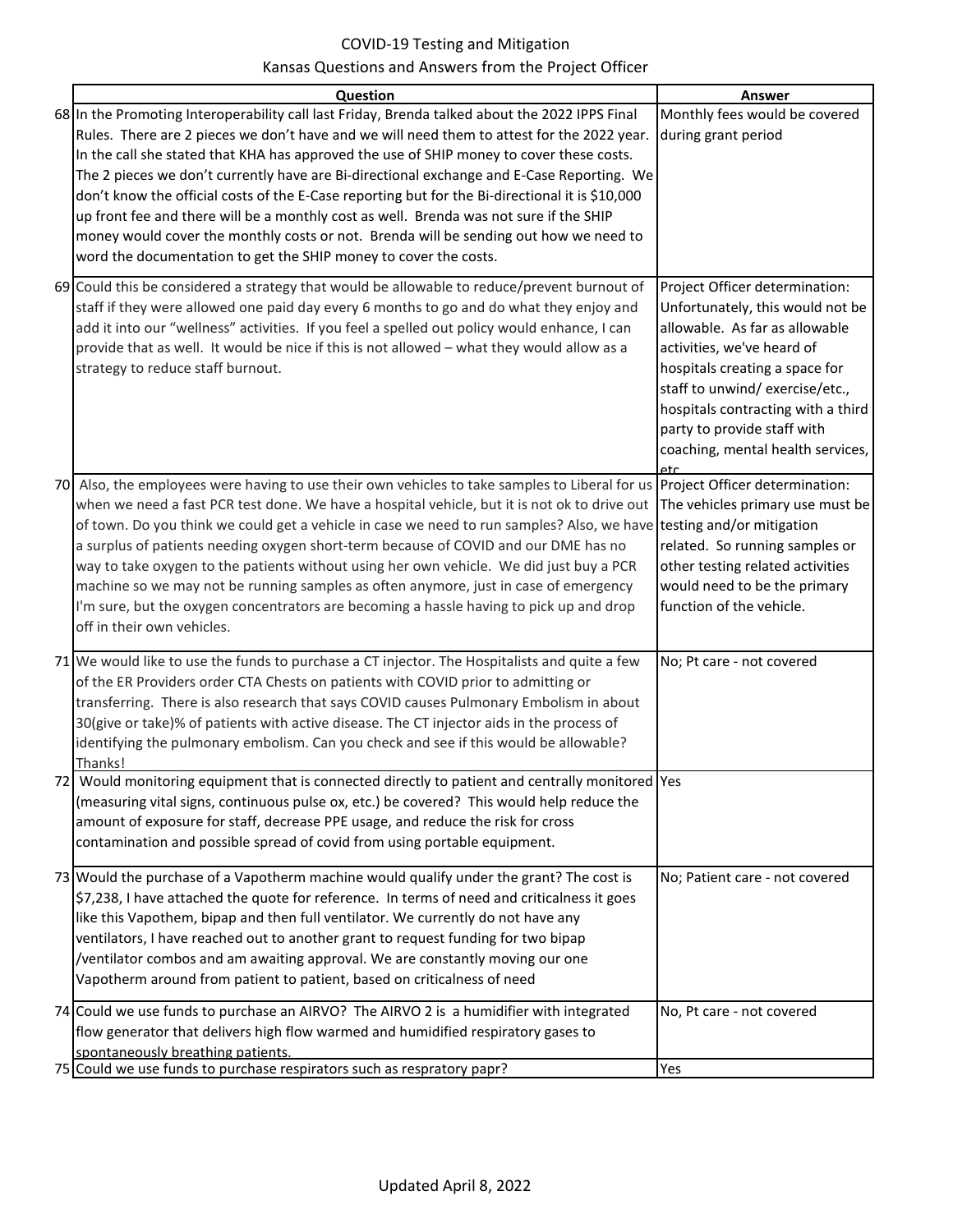COVID-19 Testing and Mitigation

Kansas Questions and Answers from the Project Officer

| | Question | Answer |
|---|---|---|
| 68 | In the Promoting Interoperability call last Friday, Brenda talked about the 2022 IPPS Final Rules. There are 2 pieces we don't have and we will need them to attest for the 2022 year. In the call she stated that KHA has approved the use of SHIP money to cover these costs. The 2 pieces we don't currently have are Bi-directional exchange and E-Case Reporting. We don't know the official costs of the E-Case reporting but for the Bi-directional it is $10,000 up front fee and there will be a monthly cost as well. Brenda was not sure if the SHIP money would cover the monthly costs or not. Brenda will be sending out how we need to word the documentation to get the SHIP money to cover the costs. | Monthly fees would be covered during grant period |
| 69 | Could this be considered a strategy that would be allowable to reduce/prevent burnout of staff if they were allowed one paid day every 6 months to go and do what they enjoy and add it into our "wellness" activities. If you feel a spelled out policy would enhance, I can provide that as well. It would be nice if this is not allowed – what they would allow as a strategy to reduce staff burnout. | Project Officer determination: Unfortunately, this would not be allowable. As far as allowable activities, we've heard of hospitals creating a space for staff to unwind/ exercise/etc., hospitals contracting with a third party to provide staff with coaching, mental health services, etc. |
| 70 | Also, the employees were having to use their own vehicles to take samples to Liberal for us when we need a fast PCR test done. We have a hospital vehicle, but it is not ok to drive out of town. Do you think we could get a vehicle in case we need to run samples? Also, we have a surplus of patients needing oxygen short-term because of COVID and our DME has no way to take oxygen to the patients without using her own vehicle. We did just buy a PCR machine so we may not be running samples as often anymore, just in case of emergency I'm sure, but the oxygen concentrators are becoming a hassle having to pick up and drop off in their own vehicles. | Project Officer determination: The vehicles primary use must be testing and/or mitigation related. So running samples or other testing related activities would need to be the primary function of the vehicle. |
| 71 | We would like to use the funds to purchase a CT injector. The Hospitalists and quite a few of the ER Providers order CTA Chests on patients with COVID prior to admitting or transferring. There is also research that says COVID causes Pulmonary Embolism in about 30(give or take)% of patients with active disease. The CT injector aids in the process of identifying the pulmonary embolism. Can you check and see if this would be allowable? Thanks! | No; Pt care - not covered |
| 72 | Would monitoring equipment that is connected directly to patient and centrally monitored (measuring vital signs, continuous pulse ox, etc.) be covered? This would help reduce the amount of exposure for staff, decrease PPE usage, and reduce the risk for cross contamination and possible spread of covid from using portable equipment. | Yes |
| 73 | Would the purchase of a Vapotherm machine would qualify under the grant? The cost is $7,238, I have attached the quote for reference. In terms of need and criticalness it goes like this Vapothem, bipap and then full ventilator. We currently do not have any ventilators, I have reached out to another grant to request funding for two bipap /ventilator combos and am awaiting approval. We are constantly moving our one Vapotherm around from patient to patient, based on criticalness of need | No; Patient care - not covered |
| 74 | Could we use funds to purchase an AIRVO? The AIRVO 2 is a humidifier with integrated flow generator that delivers high flow warmed and humidified respiratory gases to spontaneously breathing patients. | No, Pt care - not covered |
| 75 | Could we use funds to purchase respirators such as respratory papr? | Yes |

Updated April 8, 2022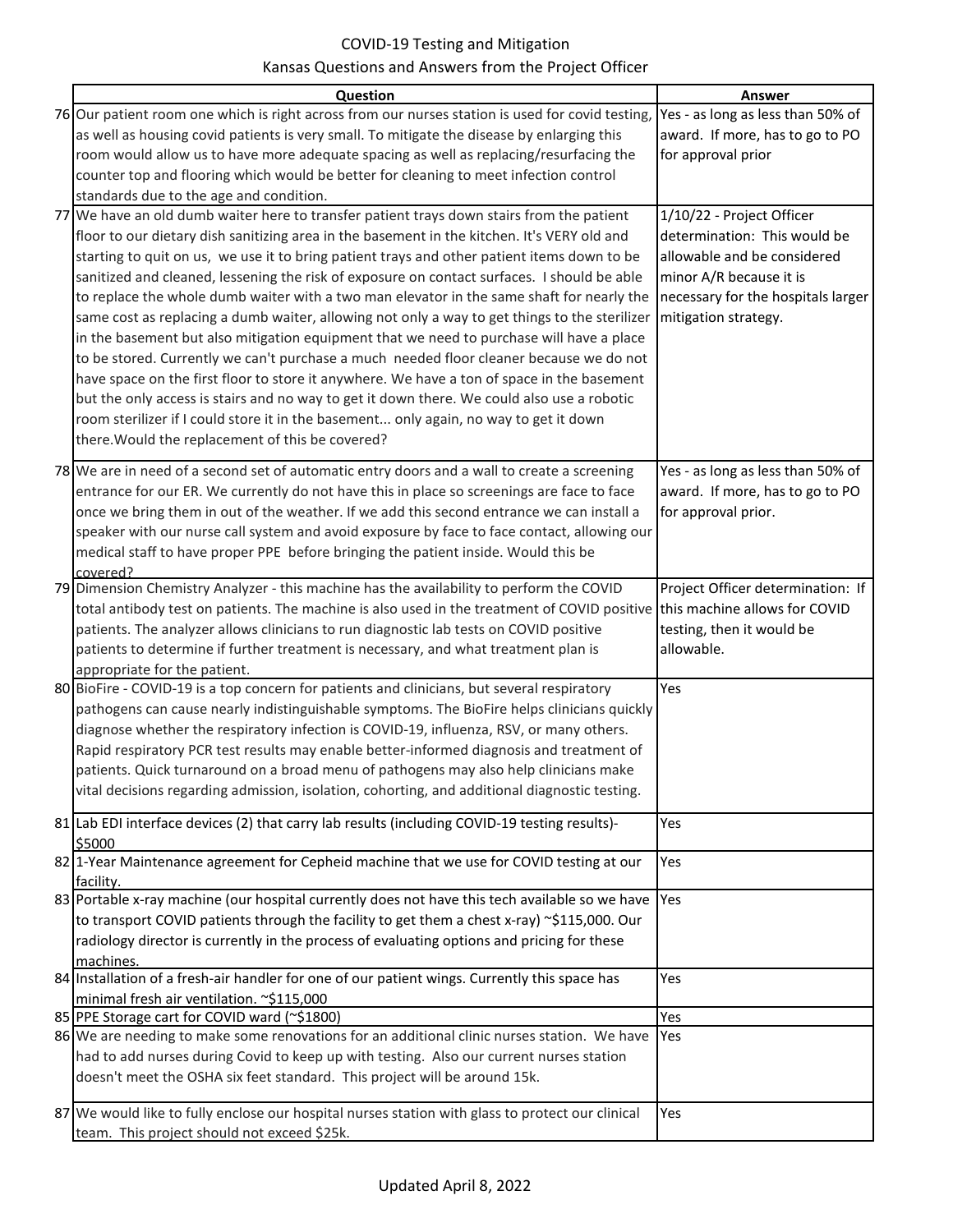COVID-19 Testing and Mitigation
Kansas Questions and Answers from the Project Officer

| | Question | Answer |
|---|---|---|
| 76 | Our patient room one which is right across from our nurses station is used for covid testing, as well as housing covid patients is very small. To mitigate the disease by enlarging this room would allow us to have more adequate spacing as well as replacing/resurfacing the counter top and flooring which would be better for cleaning to meet infection control standards due to the age and condition. | Yes - as long as less than 50% of award. If more, has to go to PO for approval prior |
| 77 | We have an old dumb waiter here to transfer patient trays down stairs from the patient floor to our dietary dish sanitizing area in the basement in the kitchen. It's VERY old and starting to quit on us, we use it to bring patient trays and other patient items down to be sanitized and cleaned, lessening the risk of exposure on contact surfaces. I should be able to replace the whole dumb waiter with a two man elevator in the same shaft for nearly the same cost as replacing a dumb waiter, allowing not only a way to get things to the sterilizer in the basement but also mitigation equipment that we need to purchase will have a place to be stored. Currently we can't purchase a much needed floor cleaner because we do not have space on the first floor to store it anywhere. We have a ton of space in the basement but the only access is stairs and no way to get it down there. We could also use a robotic room sterilizer if I could store it in the basement... only again, no way to get it down there.Would the replacement of this be covered? | 1/10/22 - Project Officer determination: This would be allowable and be considered minor A/R because it is necessary for the hospitals larger mitigation strategy. |
| 78 | We are in need of a second set of automatic entry doors and a wall to create a screening entrance for our ER. We currently do not have this in place so screenings are face to face once we bring them in out of the weather. If we add this second entrance we can install a speaker with our nurse call system and avoid exposure by face to face contact, allowing our medical staff to have proper PPE before bringing the patient inside. Would this be covered? | Yes - as long as less than 50% of award. If more, has to go to PO for approval prior. |
| 79 | Dimension Chemistry Analyzer - this machine has the availability to perform the COVID total antibody test on patients. The machine is also used in the treatment of COVID positive patients. The analyzer allows clinicians to run diagnostic lab tests on COVID positive patients to determine if further treatment is necessary, and what treatment plan is appropriate for the patient. | Project Officer determination: If this machine allows for COVID testing, then it would be allowable. |
| 80 | BioFire - COVID-19 is a top concern for patients and clinicians, but several respiratory pathogens can cause nearly indistinguishable symptoms. The BioFire helps clinicians quickly diagnose whether the respiratory infection is COVID-19, influenza, RSV, or many others. Rapid respiratory PCR test results may enable better-informed diagnosis and treatment of patients. Quick turnaround on a broad menu of pathogens may also help clinicians make vital decisions regarding admission, isolation, cohorting, and additional diagnostic testing. | Yes |
| 81 | Lab EDI interface devices (2) that carry lab results (including COVID-19 testing results)- $5000 | Yes |
| 82 | 1-Year Maintenance agreement for Cepheid machine that we use for COVID testing at our facility. | Yes |
| 83 | Portable x-ray machine (our hospital currently does not have this tech available so we have to transport COVID patients through the facility to get them a chest x-ray) ~$115,000. Our radiology director is currently in the process of evaluating options and pricing for these machines. | Yes |
| 84 | Installation of a fresh-air handler for one of our patient wings. Currently this space has minimal fresh air ventilation. ~$115,000 | Yes |
| 85 | PPE Storage cart for COVID ward (~$1800) | Yes |
| 86 | We are needing to make some renovations for an additional clinic nurses station. We have had to add nurses during Covid to keep up with testing. Also our current nurses station doesn't meet the OSHA six feet standard. This project will be around 15k. | Yes |
| 87 | We would like to fully enclose our hospital nurses station with glass to protect our clinical team. This project should not exceed $25k. | Yes |

Updated April 8, 2022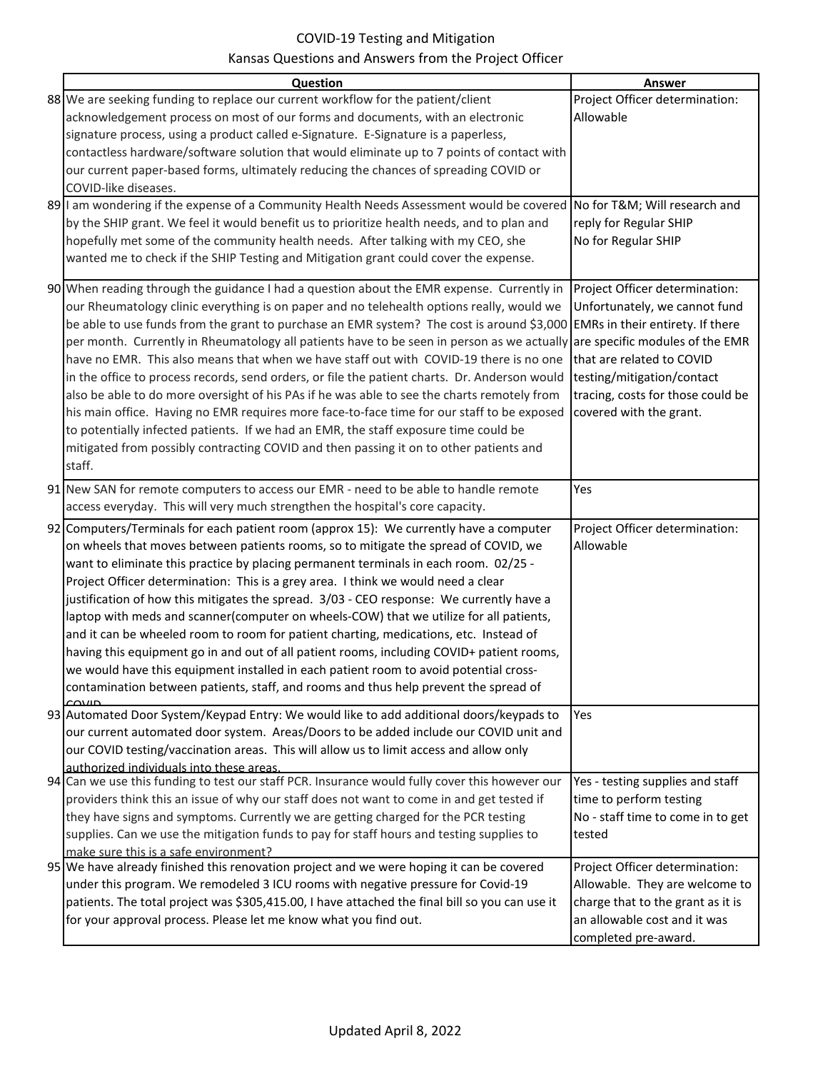# COVID-19 Testing and Mitigation

## Kansas Questions and Answers from the Project Officer

| | Question | Answer |
|---|---|---|
| 88 | We are seeking funding to replace our current workflow for the patient/client acknowledgement process on most of our forms and documents, with an electronic signature process, using a product called e-Signature. E-Signature is a paperless, contactless hardware/software solution that would eliminate up to 7 points of contact with our current paper-based forms, ultimately reducing the chances of spreading COVID or COVID-like diseases. | Project Officer determination: Allowable |
| 89 | I am wondering if the expense of a Community Health Needs Assessment would be covered by the SHIP grant. We feel it would benefit us to prioritize health needs, and to plan and hopefully met some of the community health needs. After talking with my CEO, she wanted me to check if the SHIP Testing and Mitigation grant could cover the expense. | No for T&M; Will research and reply for Regular SHIP<br>No for Regular SHIP |
| 90 | When reading through the guidance I had a question about the EMR expense. Currently in our Rheumatology clinic everything is on paper and no telehealth options really, would we be able to use funds from the grant to purchase an EMR system? The cost is around $3,000 per month. Currently in Rheumatology all patients have to be seen in person as we actually have no EMR. This also means that when we have staff out with COVID-19 there is no one in the office to process records, send orders, or file the patient charts. Dr. Anderson would also be able to do more oversight of his PAs if he was able to see the charts remotely from his main office. Having no EMR requires more face-to-face time for our staff to be exposed to potentially infected patients. If we had an EMR, the staff exposure time could be mitigated from possibly contracting COVID and then passing it on to other patients and staff. | Project Officer determination: Unfortunately, we cannot fund EMRs in their entirety. If there are specific modules of the EMR that are related to COVID testing/mitigation/contact tracing, costs for those could be covered with the grant. |
| 91 | New SAN for remote computers to access our EMR - need to be able to handle remote access everyday. This will very much strengthen the hospital's core capacity. | Yes |
| 92 | Computers/Terminals for each patient room (approx 15): We currently have a computer on wheels that moves between patients rooms, so to mitigate the spread of COVID, we want to eliminate this practice by placing permanent terminals in each room. 02/25 - Project Officer determination: This is a grey area. I think we would need a clear justification of how this mitigates the spread. 3/03 - CEO response: We currently have a laptop with meds and scanner(computer on wheels-COW) that we utilize for all patients, and it can be wheeled room to room for patient charting, medications, etc. Instead of having this equipment go in and out of all patient rooms, including COVID+ patient rooms, we would have this equipment installed in each patient room to avoid potential cross-contamination between patients, staff, and rooms and thus help prevent the spread of COVID | Project Officer determination: Allowable |
| 93 | Automated Door System/Keypad Entry: We would like to add additional doors/keypads to our current automated door system. Areas/Doors to be added include our COVID unit and our COVID testing/vaccination areas. This will allow us to limit access and allow only authorized individuals into these areas. | Yes |
| 94 | Can we use this funding to test our staff PCR. Insurance would fully cover this however our providers think this an issue of why our staff does not want to come in and get tested if they have signs and symptoms. Currently we are getting charged for the PCR testing supplies. Can we use the mitigation funds to pay for staff hours and testing supplies to make sure this is a safe environment? | Yes - testing supplies and staff time to perform testing<br>No - staff time to come in to get tested |
| 95 | We have already finished this renovation project and we were hoping it can be covered under this program. We remodeled 3 ICU rooms with negative pressure for Covid-19 patients. The total project was $305,415.00, I have attached the final bill so you can use it for your approval process. Please let me know what you find out. | Project Officer determination: Allowable. They are welcome to charge that to the grant as it is an allowable cost and it was completed pre-award. |

Updated April 8, 2022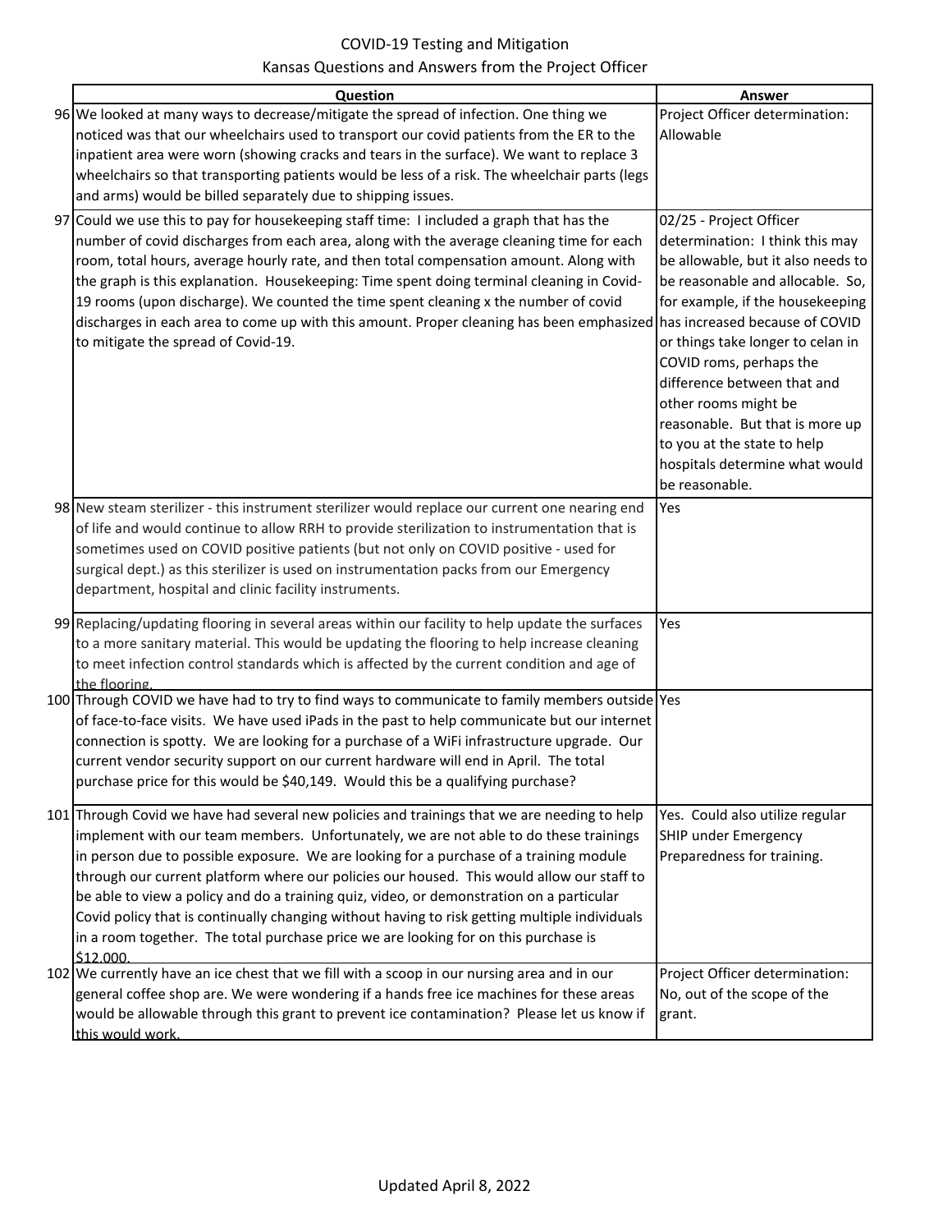COVID-19 Testing and Mitigation

Kansas Questions and Answers from the Project Officer

| | Question | Answer |
|---|---|---|
| 96 | We looked at many ways to decrease/mitigate the spread of infection. One thing we noticed was that our wheelchairs used to transport our covid patients from the ER to the inpatient area were worn (showing cracks and tears in the surface). We want to replace 3 wheelchairs so that transporting patients would be less of a risk. The wheelchair parts (legs and arms) would be billed separately due to shipping issues. | Project Officer determination: Allowable |
| 97 | Could we use this to pay for housekeeping staff time: I included a graph that has the number of covid discharges from each area, along with the average cleaning time for each room, total hours, average hourly rate, and then total compensation amount. Along with the graph is this explanation. Housekeeping: Time spent doing terminal cleaning in Covid-19 rooms (upon discharge). We counted the time spent cleaning x the number of covid discharges in each area to come up with this amount. Proper cleaning has been emphasized to mitigate the spread of Covid-19. | 02/25 - Project Officer determination: I think this may be allowable, but it also needs to be reasonable and allocable. So, for example, if the housekeeping has increased because of COVID or things take longer to celan in COVID roms, perhaps the difference between that and other rooms might be reasonable. But that is more up to you at the state to help hospitals determine what would be reasonable. |
| 98 | New steam sterilizer - this instrument sterilizer would replace our current one nearing end of life and would continue to allow RRH to provide sterilization to instrumentation that is sometimes used on COVID positive patients (but not only on COVID positive - used for surgical dept.) as this sterilizer is used on instrumentation packs from our Emergency department, hospital and clinic facility instruments. | Yes |
| 99 | Replacing/updating flooring in several areas within our facility to help update the surfaces to a more sanitary material. This would be updating the flooring to help increase cleaning to meet infection control standards which is affected by the current condition and age of the flooring. | Yes |
| 100 | Through COVID we have had to try to find ways to communicate to family members outside of face-to-face visits. We have used iPads in the past to help communicate but our internet connection is spotty. We are looking for a purchase of a WiFi infrastructure upgrade. Our current vendor security support on our current hardware will end in April. The total purchase price for this would be $40,149. Would this be a qualifying purchase? | Yes |
| 101 | Through Covid we have had several new policies and trainings that we are needing to help implement with our team members. Unfortunately, we are not able to do these trainings in person due to possible exposure. We are looking for a purchase of a training module through our current platform where our policies our housed. This would allow our staff to be able to view a policy and do a training quiz, video, or demonstration on a particular Covid policy that is continually changing without having to risk getting multiple individuals in a room together. The total purchase price we are looking for on this purchase is $12,000. | Yes. Could also utilize regular SHIP under Emergency Preparedness for training. |
| 102 | We currently have an ice chest that we fill with a scoop in our nursing area and in our general coffee shop are. We were wondering if a hands free ice machines for these areas would be allowable through this grant to prevent ice contamination? Please let us know if this would work. | Project Officer determination: No, out of the scope of the grant. |

Updated April 8, 2022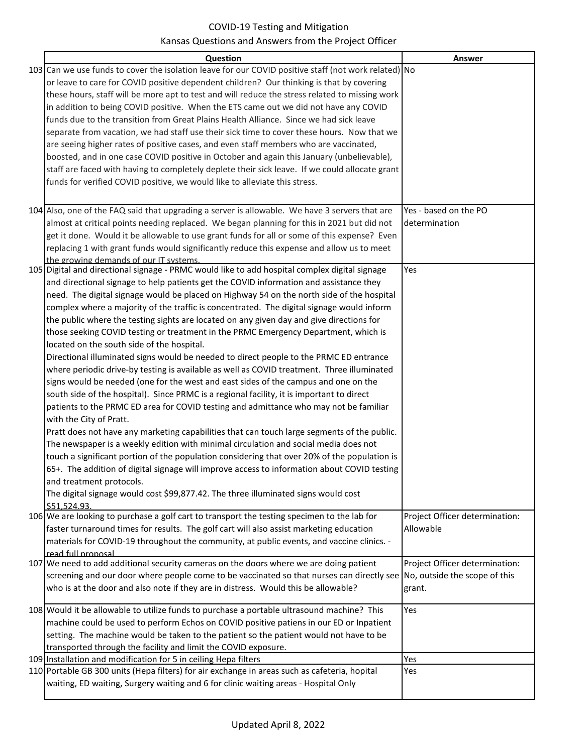# COVID-19 Testing and Mitigation

## Kansas Questions and Answers from the Project Officer

| | Question | Answer |
|---|---|---|
| 103 | Can we use funds to cover the isolation leave for our COVID positive staff (not work related) or leave to care for COVID positive dependent children? Our thinking is that by covering these hours, staff will be more apt to test and will reduce the stress related to missing work in addition to being COVID positive. When the ETS came out we did not have any COVID funds due to the transition from Great Plains Health Alliance. Since we had sick leave separate from vacation, we had staff use their sick time to cover these hours. Now that we are seeing higher rates of positive cases, and even staff members who are vaccinated, boosted, and in one case COVID positive in October and again this January (unbelievable), staff are faced with having to completely deplete their sick leave. If we could allocate grant funds for verified COVID positive, we would like to alleviate this stress. | No |
| 104 | Also, one of the FAQ said that upgrading a server is allowable. We have 3 servers that are almost at critical points needing replaced. We began planning for this in 2021 but did not get it done. Would it be allowable to use grant funds for all or some of this expense? Even replacing 1 with grant funds would significantly reduce this expense and allow us to meet the growing demands of our IT systems. | Yes - based on the PO determination |
| 105 | Digital and directional signage - PRMC would like to add hospital complex digital signage and directional signage to help patients get the COVID information and assistance they need. The digital signage would be placed on Highway 54 on the north side of the hospital complex where a majority of the traffic is concentrated. The digital signage would inform the public where the testing sights are located on any given day and give directions for those seeking COVID testing or treatment in the PRMC Emergency Department, which is located on the south side of the hospital.<br>Directional illuminated signs would be needed to direct people to the PRMC ED entrance where periodic drive-by testing is available as well as COVID treatment. Three illuminated signs would be needed (one for the west and east sides of the campus and one on the south side of the hospital). Since PRMC is a regional facility, it is important to direct patients to the PRMC ED area for COVID testing and admittance who may not be familiar with the City of Pratt.<br>Pratt does not have any marketing capabilities that can touch large segments of the public. The newspaper is a weekly edition with minimal circulation and social media does not touch a significant portion of the population considering that over 20% of the population is 65+. The addition of digital signage will improve access to information about COVID testing and treatment protocols.<br>The digital signage would cost $99,877.42. The three illuminated signs would cost $51,524.93. | Yes |
| 106 | We are looking to purchase a golf cart to transport the testing specimen to the lab for faster turnaround times for results. The golf cart will also assist marketing education materials for COVID-19 throughout the community, at public events, and vaccine clinics. - read full proposal | Project Officer determination: Allowable |
| 107 | We need to add additional security cameras on the doors where we are doing patient screening and our door where people come to be vaccinated so that nurses can directly see who is at the door and also note if they are in distress. Would this be allowable? | Project Officer determination: No, outside the scope of this grant. |
| 108 | Would it be allowable to utilize funds to purchase a portable ultrasound machine? This machine could be used to perform Echos on COVID positive patiens in our ED or Inpatient setting. The machine would be taken to the patient so the patient would not have to be transported through the facility and limit the COVID exposure. | Yes |
| 109 | Installation and modification for 5 in ceiling Hepa filters | Yes |
| 110 | Portable GB 300 units (Hepa filters) for air exchange in areas such as cafeteria, hospital waiting, ED waiting, Surgery waiting and 6 for clinic waiting areas - Hospital Only | Yes |

Updated April 8, 2022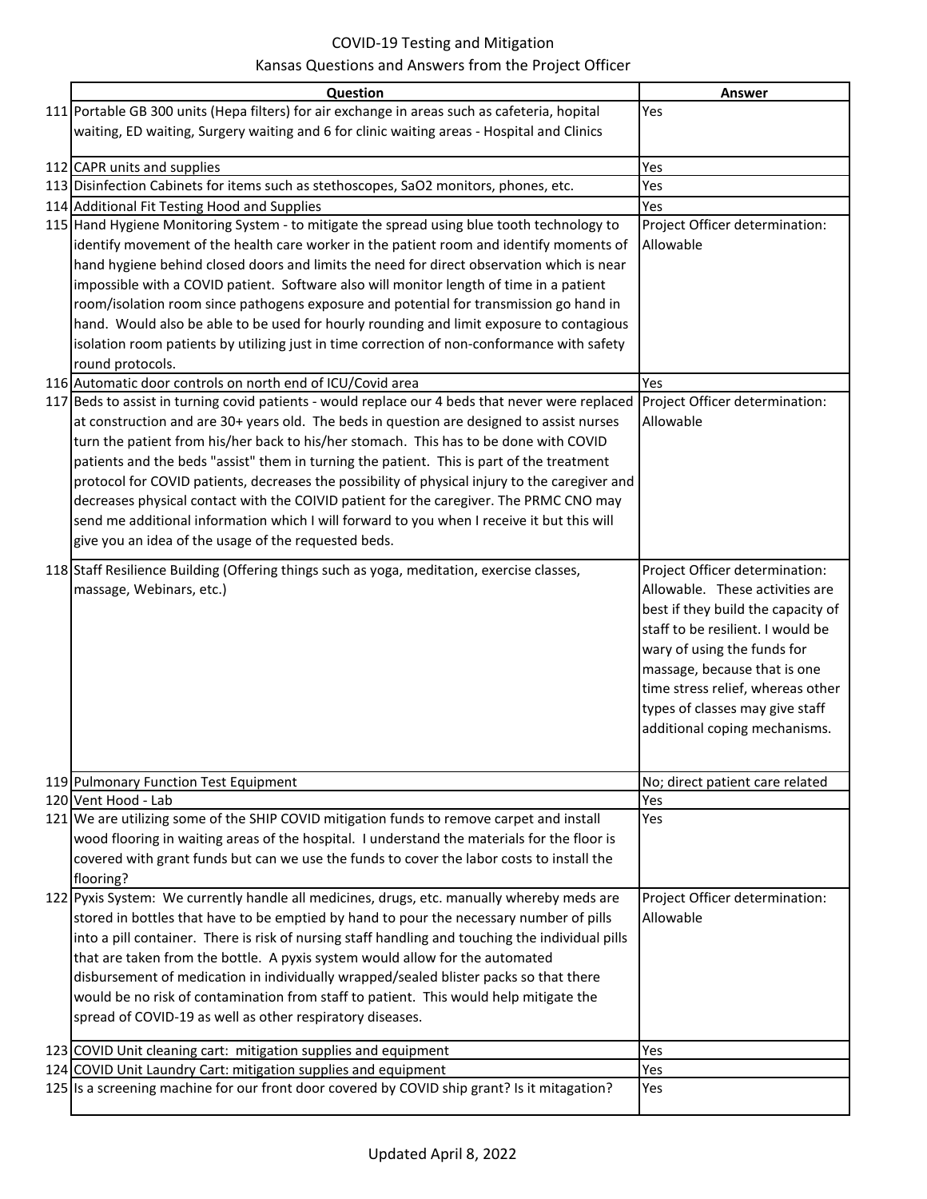COVID-19 Testing and Mitigation

Kansas Questions and Answers from the Project Officer

| | Question | Answer |
|---|---|---|
| 111 | Portable GB 300 units (Hepa filters) for air exchange in areas such as cafeteria, hopital waiting, ED waiting, Surgery waiting and 6 for clinic waiting areas - Hospital and Clinics | Yes |
| 112 | CAPR units and supplies | Yes |
| 113 | Disinfection Cabinets for items such as stethoscopes, SaO2 monitors, phones, etc. | Yes |
| 114 | Additional Fit Testing Hood and Supplies | Yes |
| 115 | Hand Hygiene Monitoring System - to mitigate the spread using blue tooth technology to identify movement of the health care worker in the patient room and identify moments of hand hygiene behind closed doors and limits the need for direct observation which is near impossible with a COVID patient. Software also will monitor length of time in a patient room/isolation room since pathogens exposure and potential for transmission go hand in hand. Would also be able to be used for hourly rounding and limit exposure to contagious isolation room patients by utilizing just in time correction of non-conformance with safety round protocols. | Project Officer determination: Allowable |
| 116 | Automatic door controls on north end of ICU/Covid area | Yes |
| 117 | Beds to assist in turning covid patients - would replace our 4 beds that never were replaced at construction and are 30+ years old. The beds in question are designed to assist nurses turn the patient from his/her back to his/her stomach. This has to be done with COVID patients and the beds "assist" them in turning the patient. This is part of the treatment protocol for COVID patients, decreases the possibility of physical injury to the caregiver and decreases physical contact with the COIVID patient for the caregiver. The PRMC CNO may send me additional information which I will forward to you when I receive it but this will give you an idea of the usage of the requested beds. | Project Officer determination: Allowable |
| 118 | Staff Resilience Building (Offering things such as yoga, meditation, exercise classes, massage, Webinars, etc.) | Project Officer determination: Allowable. These activities are best if they build the capacity of staff to be resilient. I would be wary of using the funds for massage, because that is one time stress relief, whereas other types of classes may give staff additional coping mechanisms. |
| 119 | Pulmonary Function Test Equipment | No; direct patient care related |
| 120 | Vent Hood - Lab | Yes |
| 121 | We are utilizing some of the SHIP COVID mitigation funds to remove carpet and install wood flooring in waiting areas of the hospital. I understand the materials for the floor is covered with grant funds but can we use the funds to cover the labor costs to install the flooring? | Yes |
| 122 | Pyxis System: We currently handle all medicines, drugs, etc. manually whereby meds are stored in bottles that have to be emptied by hand to pour the necessary number of pills into a pill container. There is risk of nursing staff handling and touching the individual pills that are taken from the bottle. A pyxis system would allow for the automated disbursement of medication in individually wrapped/sealed blister packs so that there would be no risk of contamination from staff to patient. This would help mitigate the spread of COVID-19 as well as other respiratory diseases. | Project Officer determination: Allowable |
| 123 | COVID Unit cleaning cart: mitigation supplies and equipment | Yes |
| 124 | COVID Unit Laundry Cart: mitigation supplies and equipment | Yes |
| 125 | Is a screening machine for our front door covered by COVID ship grant? Is it mitagation? | Yes |

Updated April 8, 2022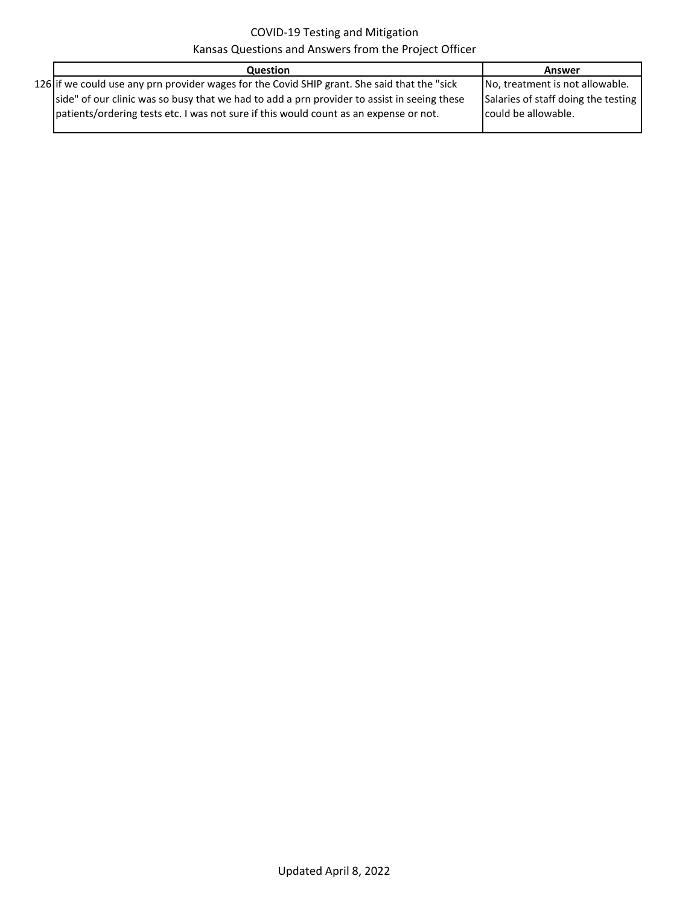| | Question | Answer |
|---|---|---|
| 126 | if we could use any prn provider wages for the Covid SHIP grant. She said that the "sick side" of our clinic was so busy that we had to add a prn provider to assist in seeing these patients/ordering tests etc. I was not sure if this would count as an expense or not. | No, treatment is not allowable. Salaries of staff doing the testing could be allowable. |